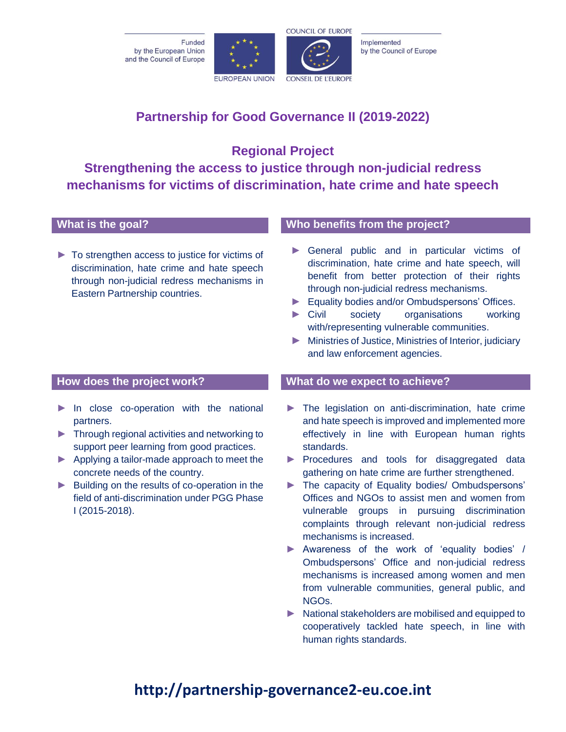Funded by the European Union and the Council of Europe

EUROPEAN UNION

COUNCIL OF EUROPE
CONSEIL DE L'EUROPE

Implemented by the Council of Europe

# Partnership for Good Governance II (2019-2022)

## Regional Project
## Strengthening the access to justice through non-judicial redress mechanisms for victims of discrimination, hate crime and hate speech

### What is the goal?

- To strengthen access to justice for victims of discrimination, hate crime and hate speech through non-judicial redress mechanisms in Eastern Partnership countries.

### Who benefits from the project?

- General public and in particular victims of discrimination, hate crime and hate speech, will benefit from better protection of their rights through non-judicial redress mechanisms.
- Equality bodies and/or Ombudspersons' Offices.
- Civil society organisations working with/representing vulnerable communities.
- Ministries of Justice, Ministries of Interior, judiciary and law enforcement agencies.

### How does the project work?

- In close co-operation with the national partners.
- Through regional activities and networking to support peer learning from good practices.
- Applying a tailor-made approach to meet the concrete needs of the country.
- Building on the results of co-operation in the field of anti-discrimination under PGG Phase I (2015-2018).

### What do we expect to achieve?

- The legislation on anti-discrimination, hate crime and hate speech is improved and implemented more effectively in line with European human rights standards.
- Procedures and tools for disaggregated data gathering on hate crime are further strengthened.
- The capacity of Equality bodies/ Ombudspersons' Offices and NGOs to assist men and women from vulnerable groups in pursuing discrimination complaints through relevant non-judicial redress mechanisms is increased.
- Awareness of the work of 'equality bodies' / Ombudspersons' Office and non-judicial redress mechanisms is increased among women and men from vulnerable communities, general public, and NGOs.
- National stakeholders are mobilised and equipped to cooperatively tackled hate speech, in line with human rights standards.

**http://partnership-governance2-eu.coe.int**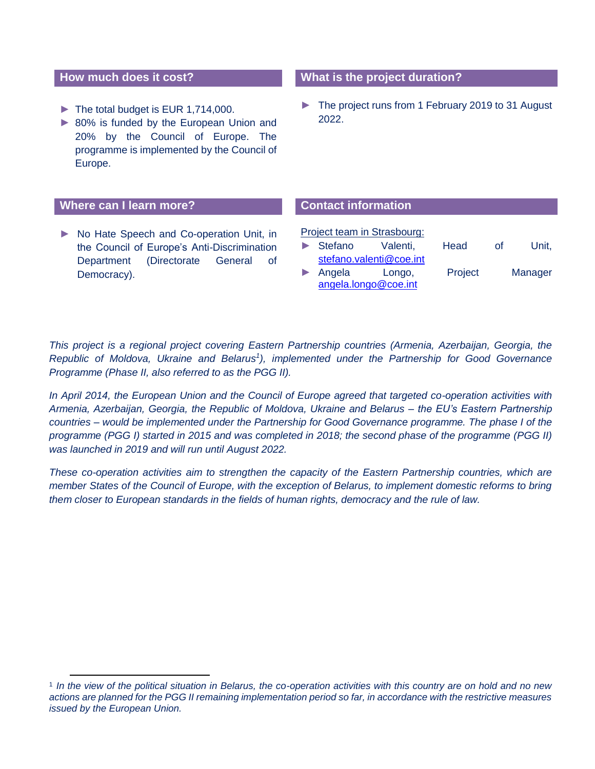## How much does it cost?

- The total budget is EUR 1,714,000.
- 80% is funded by the European Union and 20% by the Council of Europe. The programme is implemented by the Council of Europe.

## What is the project duration?

- The project runs from 1 February 2019 to 31 August 2022.

## Where can I learn more?

- No Hate Speech and Co-operation Unit, in the Council of Europe's Anti-Discrimination Department (Directorate General of Democracy).

## Contact information

Project team in Strasbourg:

- Stefano Valenti, Head of Unit, stefano.valenti@coe.int
- Angela Longo, Project Manager angela.longo@coe.int

*This project is a regional project covering Eastern Partnership countries (Armenia, Azerbaijan, Georgia, the Republic of Moldova, Ukraine and Belarus[1]), implemented under the Partnership for Good Governance Programme (Phase II, also referred to as the PGG II).*

*In April 2014, the European Union and the Council of Europe agreed that targeted co-operation activities with Armenia, Azerbaijan, Georgia, the Republic of Moldova, Ukraine and Belarus – the EU's Eastern Partnership countries – would be implemented under the Partnership for Good Governance programme. The phase I of the programme (PGG I) started in 2015 and was completed in 2018; the second phase of the programme (PGG II) was launched in 2019 and will run until August 2022.*

*These co-operation activities aim to strengthen the capacity of the Eastern Partnership countries, which are member States of the Council of Europe, with the exception of Belarus, to implement domestic reforms to bring them closer to European standards in the fields of human rights, democracy and the rule of law.*

---

[1] *In the view of the political situation in Belarus, the co-operation activities with this country are on hold and no new actions are planned for the PGG II remaining implementation period so far, in accordance with the restrictive measures issued by the European Union.*